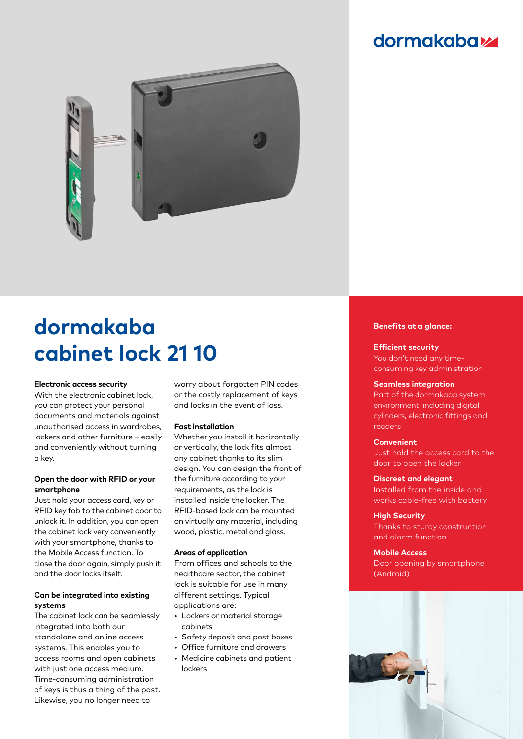dormakaba

# dormakaba cabinet lock 21 10

### Electronic access security

With the electronic cabinet lock, you can protect your personal documents and materials against unauthorised access in wardrobes, lockers and other furniture – easily and conveniently without turning a key.

### Open the door with RFID or your smartphone

Just hold your access card, key or RFID key fob to the cabinet door to unlock it. In addition, you can open the cabinet lock very conveniently with your smartphone, thanks to the Mobile Access function. To close the door again, simply push it and the door locks itself.

### Can be integrated into existing systems

The cabinet lock can be seamlessly integrated into both our standalone and online access systems. This enables you to access rooms and open cabinets with just one access medium. Time-consuming administration of keys is thus a thing of the past. Likewise, you no longer need to worry about forgotten PIN codes or the costly replacement of keys and locks in the event of loss.

### Fast installation

Whether you install it horizontally or vertically, the lock fits almost any cabinet thanks to its slim design. You can design the front of the furniture according to your requirements, as the lock is installed inside the locker. The RFID-based lock can be mounted on virtually any material, including wood, plastic, metal and glass.

### Areas of application

From offices and schools to the healthcare sector, the cabinet lock is suitable for use in many different settings. Typical applications are:

- Lockers or material storage cabinets
- Safety deposit and post boxes
- Office furniture and drawers
- Medicine cabinets and patient lockers

### Benefits at a glance:

**Efficient security**
You don't need any time-consuming key administration

**Seamless integration**
Part of the dormakaba system environment including digital cylinders, electronic fittings and readers

**Convenient**
Just hold the access card to the door to open the locker

**Discreet and elegant**
Installed from the inside and works cable-free with battery

**High Security**
Thanks to sturdy construction and alarm function

**Mobile Access**
Door opening by smartphone (Android)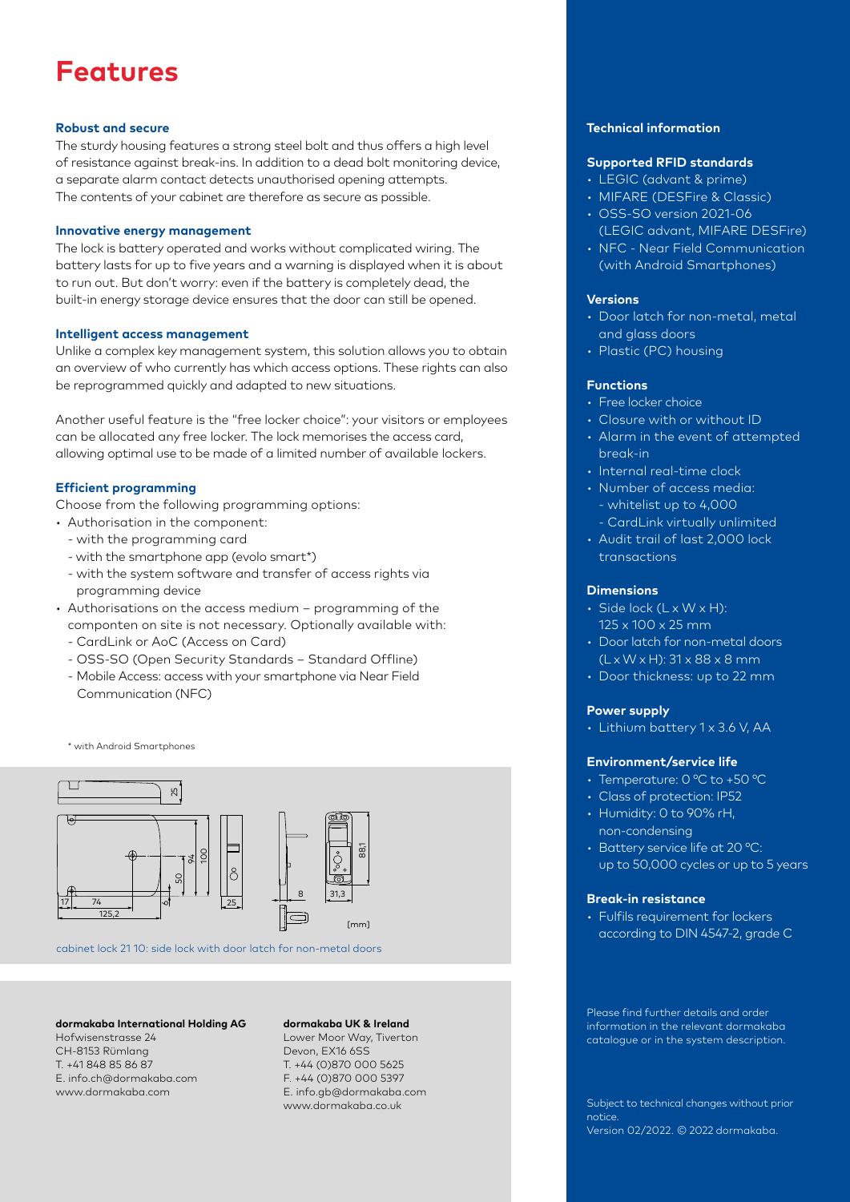# Features

### Robust and secure

The sturdy housing features a strong steel bolt and thus offers a high level of resistance against break-ins. In addition to a dead bolt monitoring device, a separate alarm contact detects unauthorised opening attempts. The contents of your cabinet are therefore as secure as possible.

### Innovative energy management

The lock is battery operated and works without complicated wiring. The battery lasts for up to five years and a warning is displayed when it is about to run out. But don't worry: even if the battery is completely dead, the built-in energy storage device ensures that the door can still be opened.

### Intelligent access management

Unlike a complex key management system, this solution allows you to obtain an overview of who currently has which access options. These rights can also be reprogrammed quickly and adapted to new situations.

Another useful feature is the "free locker choice": your visitors or employees can be allocated any free locker. The lock memorises the access card, allowing optimal use to be made of a limited number of available lockers.

### Efficient programming

Choose from the following programming options:

- Authorisation in the component:
  - with the programming card
  - with the smartphone app (evolo smart*)
  - with the system software and transfer of access rights via programming device
- Authorisations on the access medium – programming of the componten on site is not necessary. Optionally available with:
  - CardLink or AoC (Access on Card)
  - OSS-SO (Open Security Standards – Standard Offline)
  - Mobile Access: access with your smartphone via Near Field Communication (NFC)

\* with Android Smartphones

25
17
74
125,2
50
94
100
6
25
8
31,3
88,1
[mm]

cabinet lock 21 10: side lock with door latch for non-metal doors

**dormakaba International Holding AG**
Hofwisenstrasse 24
CH-8153 Rümlang
T. +41 848 85 86 87
E. info.ch@dormakaba.com
www.dormakaba.com

**dormakaba UK & Ireland**
Lower Moor Way, Tiverton
Devon, EX16 6SS
T. +44 (0)870 000 5625
F. +44 (0)870 000 5397
E. info.gb@dormakaba.com
www.dormakaba.co.uk

## Technical information

### Supported RFID standards

- LEGIC (advant & prime)
- MIFARE (DESFire & Classic)
- OSS-SO version 2021-06 (LEGIC advant, MIFARE DESFire)
- NFC - Near Field Communication (with Android Smartphones)

### Versions

- Door latch for non-metal, metal and glass doors
- Plastic (PC) housing

### Functions

- Free locker choice
- Closure with or without ID
- Alarm in the event of attempted break-in
- Internal real-time clock
- Number of access media:
  - whitelist up to 4,000
  - CardLink virtually unlimited
- Audit trail of last 2,000 lock transactions

### Dimensions

- Side lock (L x W x H): 125 x 100 x 25 mm
- Door latch for non-metal doors (L x W x H): 31 x 88 x 8 mm
- Door thickness: up to 22 mm

### Power supply

- Lithium battery 1 x 3.6 V, AA

### Environment/service life

- Temperature: 0 °C to +50 °C
- Class of protection: IP52
- Humidity: 0 to 90% rH, non-condensing
- Battery service life at 20 °C: up to 50,000 cycles or up to 5 years

### Break-in resistance

- Fulfils requirement for lockers according to DIN 4547-2, grade C

Please find further details and order information in the relevant dormakaba catalogue or in the system description.

Subject to technical changes without prior notice.
Version 02/2022. © 2022 dormakaba.